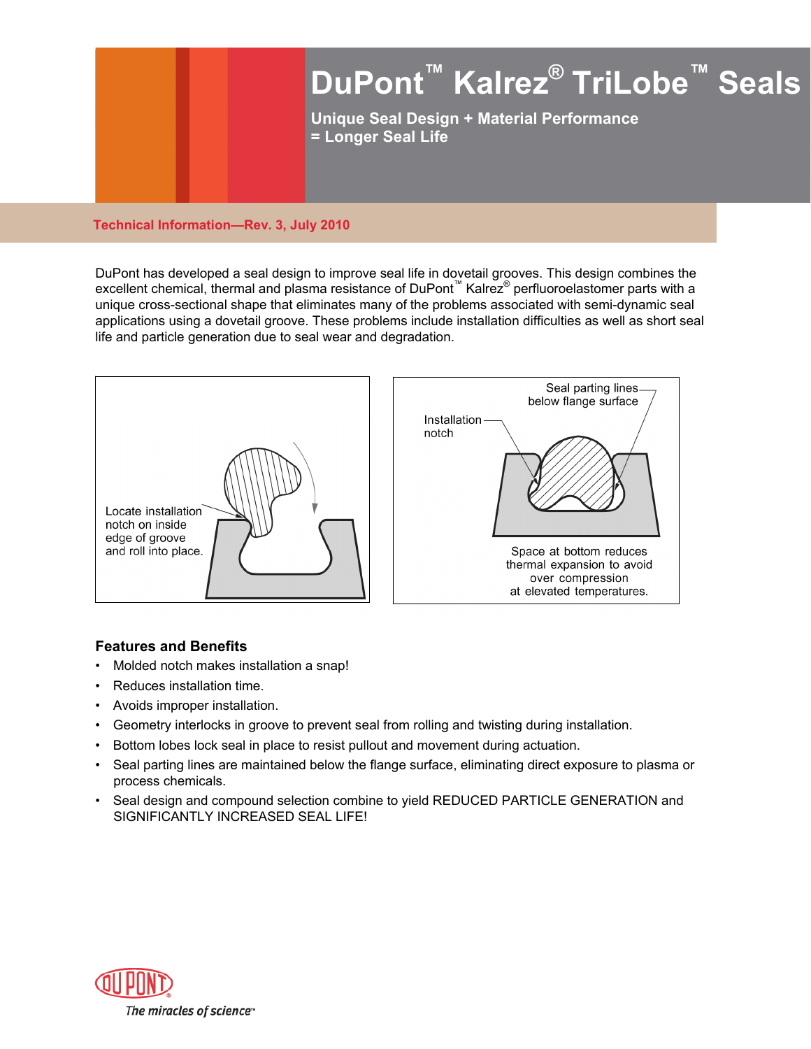# DuPont™ Kalrez® TriLobe™ Seals

**Unique Seal Design + Material Performance = Longer Seal Life**

**Technical Information—Rev. 3, July 2010**

DuPont has developed a seal design to improve seal life in dovetail grooves. This design combines the excellent chemical, thermal and plasma resistance of DuPont™ Kalrez® perfluoroelastomer parts with a unique cross-sectional shape that eliminates many of the problems associated with semi-dynamic seal applications using a dovetail groove. These problems include installation difficulties as well as short seal life and particle generation due to seal wear and degradation.

Locate installation notch on inside edge of groove and roll into place.

Installation notch

Seal parting lines below flange surface

Space at bottom reduces thermal expansion to avoid over compression at elevated temperatures.

## Features and Benefits

- Molded notch makes installation a snap!
- Reduces installation time.
- Avoids improper installation.
- Geometry interlocks in groove to prevent seal from rolling and twisting during installation.
- Bottom lobes lock seal in place to resist pullout and movement during actuation.
- Seal parting lines are maintained below the flange surface, eliminating direct exposure to plasma or process chemicals.
- Seal design and compound selection combine to yield REDUCED PARTICLE GENERATION and SIGNIFICANTLY INCREASED SEAL LIFE!

The miracles of science™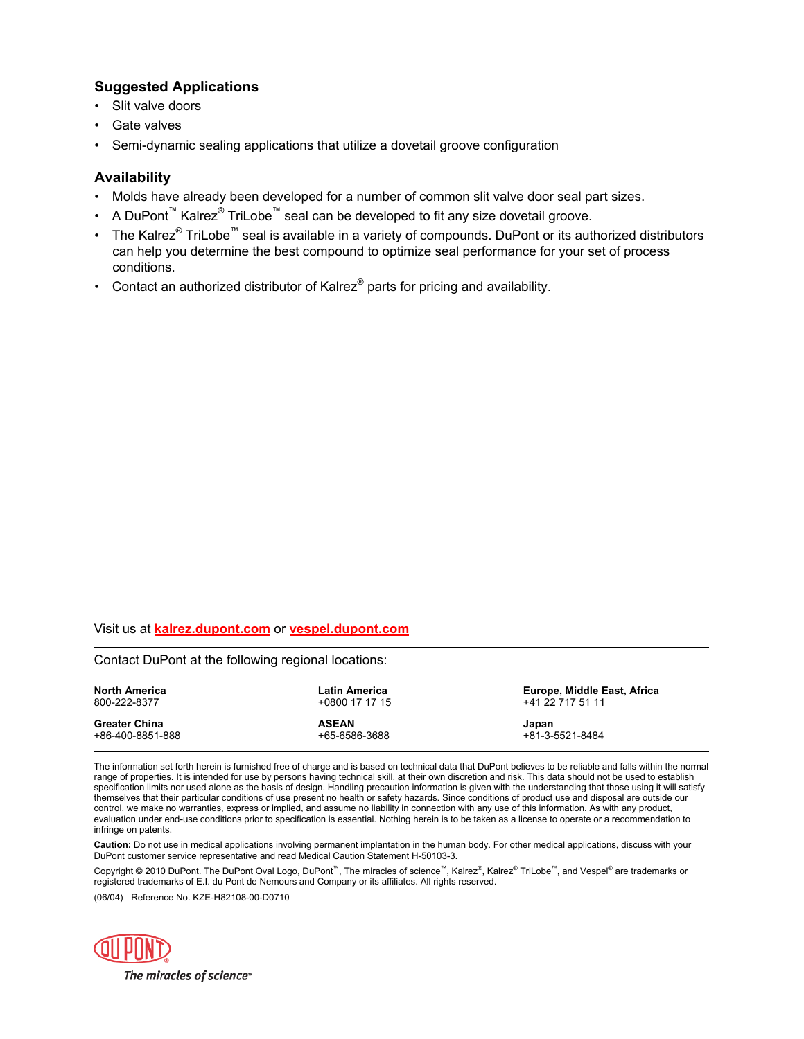## Suggested Applications

- Slit valve doors
- Gate valves
- Semi-dynamic sealing applications that utilize a dovetail groove configuration

## Availability

- Molds have already been developed for a number of common slit valve door seal part sizes.
- A DuPont™ Kalrez® TriLobe™ seal can be developed to fit any size dovetail groove.
- The Kalrez® TriLobe™ seal is available in a variety of compounds. DuPont or its authorized distributors can help you determine the best compound to optimize seal performance for your set of process conditions.
- Contact an authorized distributor of Kalrez® parts for pricing and availability.

---

Visit us at **kalrez.dupont.com** or **vespel.dupont.com**

---

Contact DuPont at the following regional locations:

| | | |
|---|---|---|
| **North America**<br>800-222-8377 | **Latin America**<br>+0800 17 17 15 | **Europe, Middle East, Africa**<br>+41 22 717 51 11 |
| **Greater China**<br>+86-400-8851-888 | **ASEAN**<br>+65-6586-3688 | **Japan**<br>+81-3-5521-8484 |

The information set forth herein is furnished free of charge and is based on technical data that DuPont believes to be reliable and falls within the normal range of properties. It is intended for use by persons having technical skill, at their own discretion and risk. This data should not be used to establish specification limits nor used alone as the basis of design. Handling precaution information is given with the understanding that those using it will satisfy themselves that their particular conditions of use present no health or safety hazards. Since conditions of product use and disposal are outside our control, we make no warranties, express or implied, and assume no liability in connection with any use of this information. As with any product, evaluation under end-use conditions prior to specification is essential. Nothing herein is to be taken as a license to operate or a recommendation to infringe on patents.

**Caution:** Do not use in medical applications involving permanent implantation in the human body. For other medical applications, discuss with your DuPont customer service representative and read Medical Caution Statement H-50103-3.

Copyright © 2010 DuPont. The DuPont Oval Logo, DuPont™, The miracles of science™, Kalrez®, Kalrez® TriLobe™, and Vespel® are trademarks or registered trademarks of E.I. du Pont de Nemours and Company or its affiliates. All rights reserved.

(06/04) Reference No. KZE-H82108-00-D0710

DUPONT

*The miracles of science™*